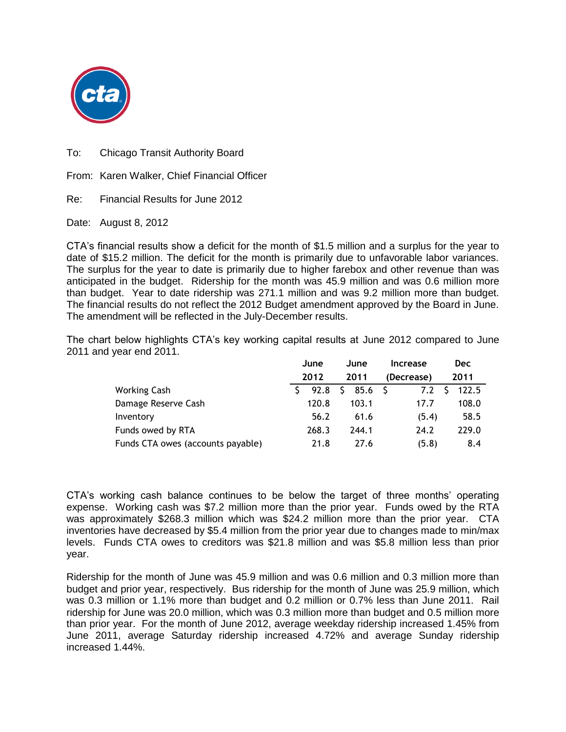To: Chicago Transit Authority Board

From: Karen Walker, Chief Financial Officer

Re: Financial Results for June 2012

Date: August 8, 2012

CTA's financial results show a deficit for the month of $1.5 million and a surplus for the year to date of $15.2 million. The deficit for the month is primarily due to unfavorable labor variances. The surplus for the year to date is primarily due to higher farebox and other revenue than was anticipated in the budget. Ridership for the month was 45.9 million and was 0.6 million more than budget. Year to date ridership was 271.1 million and was 9.2 million more than budget. The financial results do not reflect the 2012 Budget amendment approved by the Board in June. The amendment will be reflected in the July-December results.

The chart below highlights CTA's key working capital results at June 2012 compared to June 2011 and year end 2011.

| | June 2012 | June 2011 | Increase (Decrease) | Dec 2011 |
|---|---|---|---|---|
| Working Cash | $ 92.8 | $ 85.6 | $ 7.2 | $ 122.5 |
| Damage Reserve Cash | 120.8 | 103.1 | 17.7 | 108.0 |
| Inventory | 56.2 | 61.6 | (5.4) | 58.5 |
| Funds owed by RTA | 268.3 | 244.1 | 24.2 | 229.0 |
| Funds CTA owes (accounts payable) | 21.8 | 27.6 | (5.8) | 8.4 |

CTA's working cash balance continues to be below the target of three months' operating expense. Working cash was $7.2 million more than the prior year. Funds owed by the RTA was approximately $268.3 million which was $24.2 million more than the prior year. CTA inventories have decreased by $5.4 million from the prior year due to changes made to min/max levels. Funds CTA owes to creditors was $21.8 million and was $5.8 million less than prior year.

Ridership for the month of June was 45.9 million and was 0.6 million and 0.3 million more than budget and prior year, respectively. Bus ridership for the month of June was 25.9 million, which was 0.3 million or 1.1% more than budget and 0.2 million or 0.7% less than June 2011. Rail ridership for June was 20.0 million, which was 0.3 million more than budget and 0.5 million more than prior year. For the month of June 2012, average weekday ridership increased 1.45% from June 2011, average Saturday ridership increased 4.72% and average Sunday ridership increased 1.44%.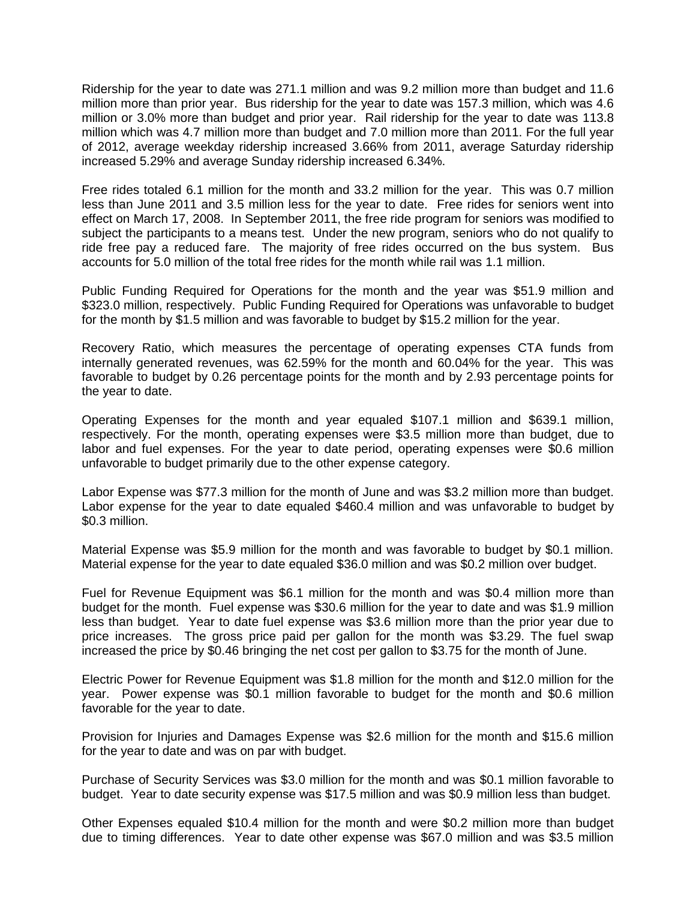Ridership for the year to date was 271.1 million and was 9.2 million more than budget and 11.6 million more than prior year. Bus ridership for the year to date was 157.3 million, which was 4.6 million or 3.0% more than budget and prior year. Rail ridership for the year to date was 113.8 million which was 4.7 million more than budget and 7.0 million more than 2011. For the full year of 2012, average weekday ridership increased 3.66% from 2011, average Saturday ridership increased 5.29% and average Sunday ridership increased 6.34%.

Free rides totaled 6.1 million for the month and 33.2 million for the year. This was 0.7 million less than June 2011 and 3.5 million less for the year to date. Free rides for seniors went into effect on March 17, 2008. In September 2011, the free ride program for seniors was modified to subject the participants to a means test. Under the new program, seniors who do not qualify to ride free pay a reduced fare. The majority of free rides occurred on the bus system. Bus accounts for 5.0 million of the total free rides for the month while rail was 1.1 million.

Public Funding Required for Operations for the month and the year was $51.9 million and $323.0 million, respectively. Public Funding Required for Operations was unfavorable to budget for the month by $1.5 million and was favorable to budget by $15.2 million for the year.

Recovery Ratio, which measures the percentage of operating expenses CTA funds from internally generated revenues, was 62.59% for the month and 60.04% for the year. This was favorable to budget by 0.26 percentage points for the month and by 2.93 percentage points for the year to date.

Operating Expenses for the month and year equaled $107.1 million and $639.1 million, respectively. For the month, operating expenses were $3.5 million more than budget, due to labor and fuel expenses. For the year to date period, operating expenses were $0.6 million unfavorable to budget primarily due to the other expense category.

Labor Expense was $77.3 million for the month of June and was $3.2 million more than budget. Labor expense for the year to date equaled $460.4 million and was unfavorable to budget by $0.3 million.

Material Expense was $5.9 million for the month and was favorable to budget by $0.1 million. Material expense for the year to date equaled $36.0 million and was $0.2 million over budget.

Fuel for Revenue Equipment was $6.1 million for the month and was $0.4 million more than budget for the month. Fuel expense was $30.6 million for the year to date and was $1.9 million less than budget. Year to date fuel expense was $3.6 million more than the prior year due to price increases. The gross price paid per gallon for the month was $3.29. The fuel swap increased the price by $0.46 bringing the net cost per gallon to $3.75 for the month of June.

Electric Power for Revenue Equipment was $1.8 million for the month and $12.0 million for the year. Power expense was $0.1 million favorable to budget for the month and $0.6 million favorable for the year to date.

Provision for Injuries and Damages Expense was $2.6 million for the month and $15.6 million for the year to date and was on par with budget.

Purchase of Security Services was $3.0 million for the month and was $0.1 million favorable to budget. Year to date security expense was $17.5 million and was $0.9 million less than budget.

Other Expenses equaled $10.4 million for the month and were $0.2 million more than budget due to timing differences. Year to date other expense was $67.0 million and was $3.5 million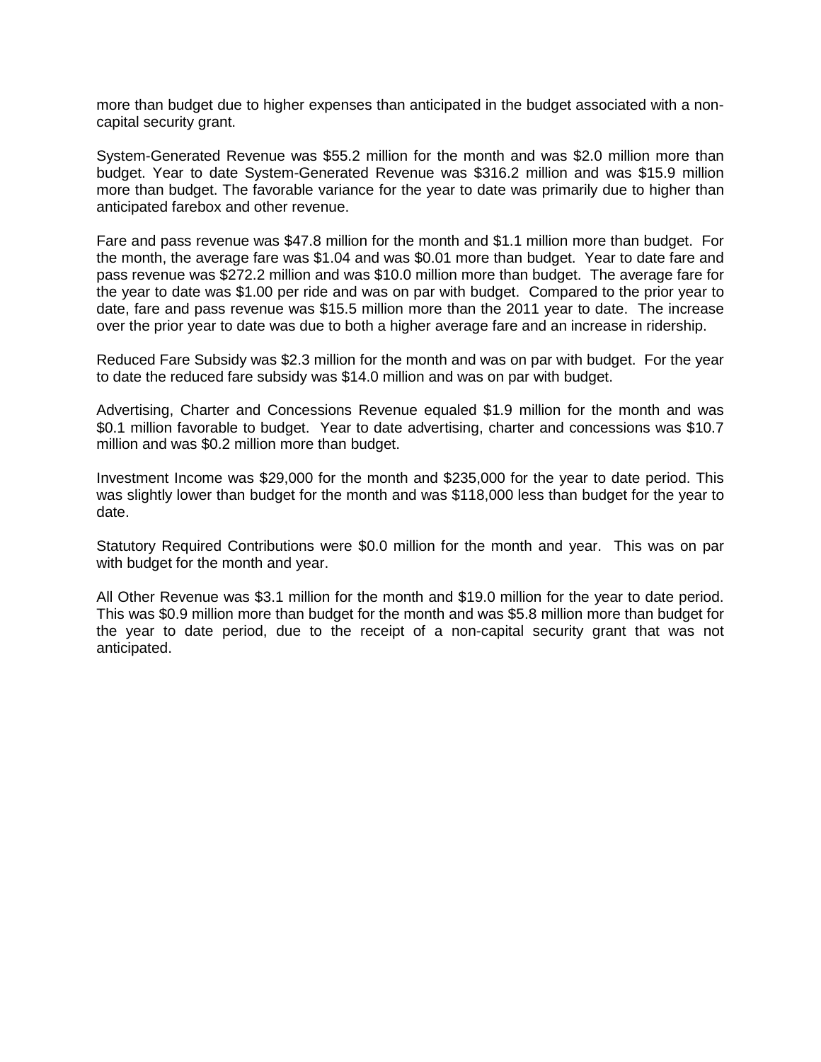more than budget due to higher expenses than anticipated in the budget associated with a non-capital security grant.

System-Generated Revenue was $55.2 million for the month and was $2.0 million more than budget. Year to date System-Generated Revenue was $316.2 million and was $15.9 million more than budget. The favorable variance for the year to date was primarily due to higher than anticipated farebox and other revenue.

Fare and pass revenue was $47.8 million for the month and $1.1 million more than budget. For the month, the average fare was $1.04 and was $0.01 more than budget. Year to date fare and pass revenue was $272.2 million and was $10.0 million more than budget. The average fare for the year to date was $1.00 per ride and was on par with budget. Compared to the prior year to date, fare and pass revenue was $15.5 million more than the 2011 year to date. The increase over the prior year to date was due to both a higher average fare and an increase in ridership.

Reduced Fare Subsidy was $2.3 million for the month and was on par with budget. For the year to date the reduced fare subsidy was $14.0 million and was on par with budget.

Advertising, Charter and Concessions Revenue equaled $1.9 million for the month and was $0.1 million favorable to budget. Year to date advertising, charter and concessions was $10.7 million and was $0.2 million more than budget.

Investment Income was $29,000 for the month and $235,000 for the year to date period. This was slightly lower than budget for the month and was $118,000 less than budget for the year to date.

Statutory Required Contributions were $0.0 million for the month and year. This was on par with budget for the month and year.

All Other Revenue was $3.1 million for the month and $19.0 million for the year to date period. This was $0.9 million more than budget for the month and was $5.8 million more than budget for the year to date period, due to the receipt of a non-capital security grant that was not anticipated.